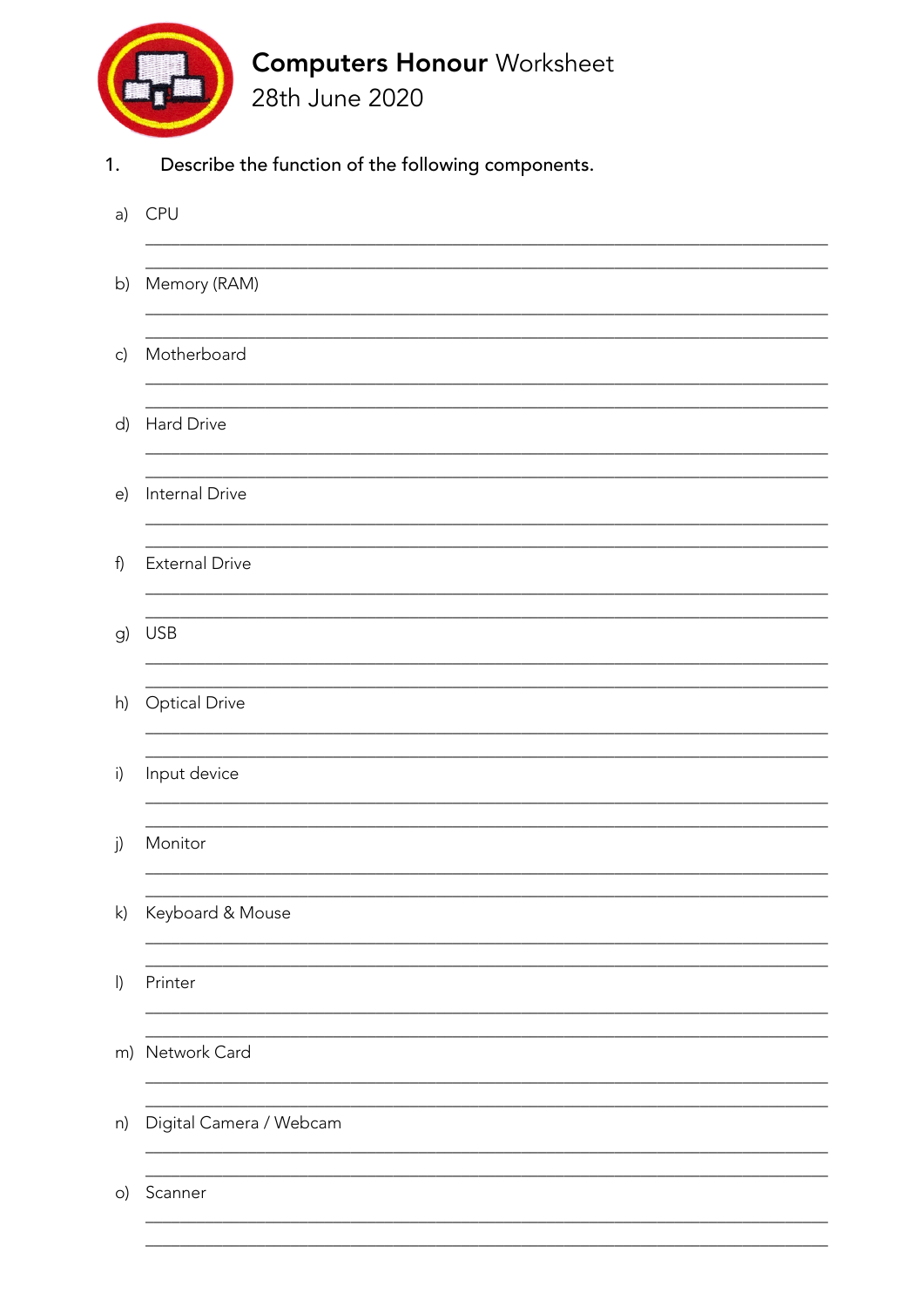# **Computers Honour** Worksheet
28th June 2020

1. **Describe the function of the following components.**

a) CPU

b) Memory (RAM)

c) Motherboard

d) Hard Drive

e) Internal Drive

f) External Drive

g) USB

h) Optical Drive

i) Input device

j) Monitor

k) Keyboard & Mouse

l) Printer

m) Network Card

n) Digital Camera / Webcam

o) Scanner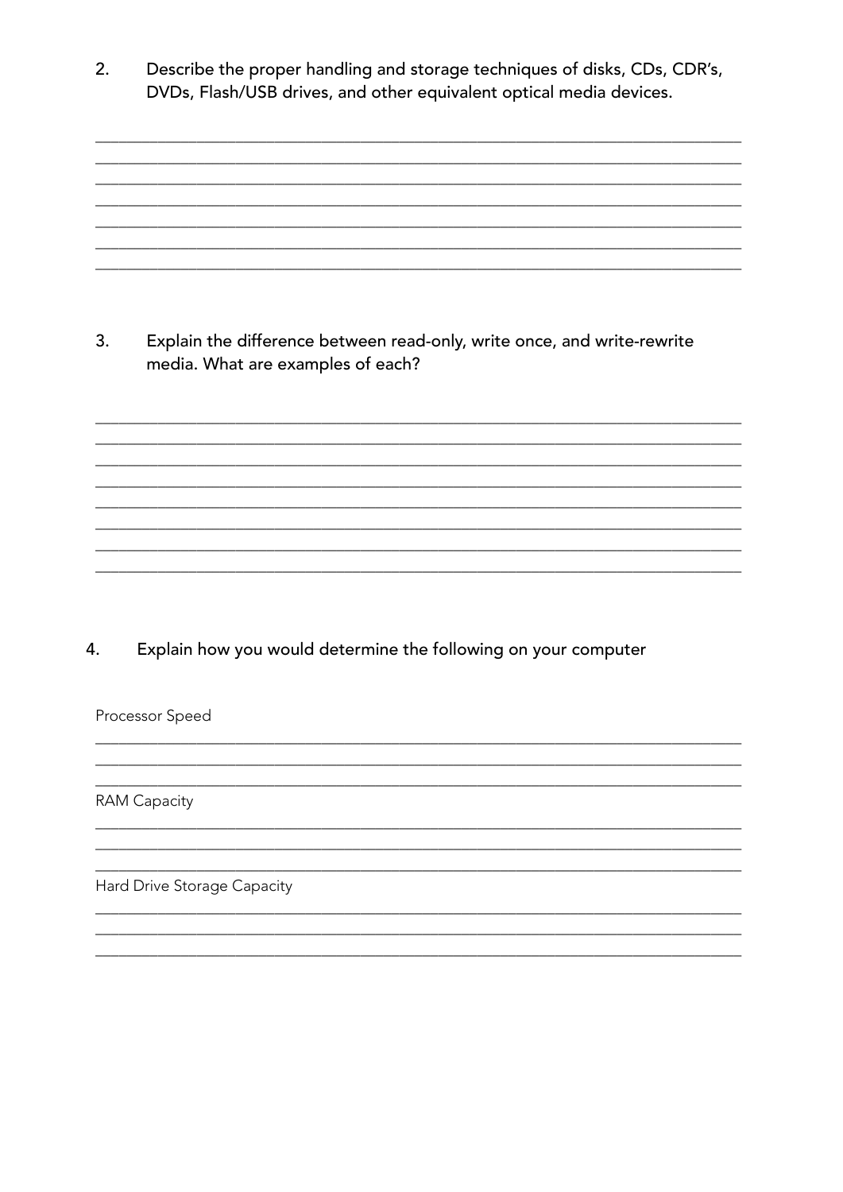2. Describe the proper handling and storage techniques of disks, CDs, CDR's, DVDs, Flash/USB drives, and other equivalent optical media devices.

________________________________________________________________________________
________________________________________________________________________________
________________________________________________________________________________
________________________________________________________________________________
________________________________________________________________________________
________________________________________________________________________________
________________________________________________________________________________

3. Explain the difference between read-only, write once, and write-rewrite media. What are examples of each?

________________________________________________________________________________
________________________________________________________________________________
________________________________________________________________________________
________________________________________________________________________________
________________________________________________________________________________
________________________________________________________________________________
________________________________________________________________________________
________________________________________________________________________________

4. Explain how you would determine the following on your computer

Processor Speed

________________________________________________________________________________
________________________________________________________________________________
________________________________________________________________________________

RAM Capacity

________________________________________________________________________________
________________________________________________________________________________
________________________________________________________________________________

Hard Drive Storage Capacity

________________________________________________________________________________
________________________________________________________________________________
________________________________________________________________________________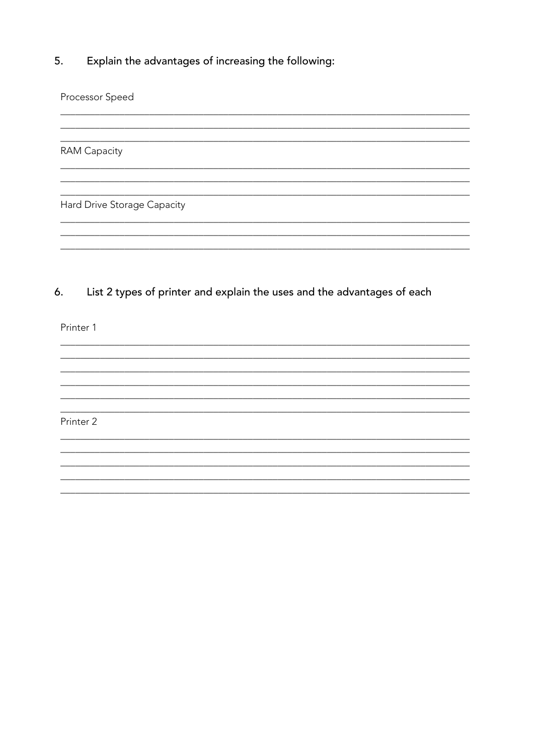5. **Explain the advantages of increasing the following:**

Processor Speed

___________________________________________________________________________
___________________________________________________________________________
___________________________________________________________________________

RAM Capacity

___________________________________________________________________________
___________________________________________________________________________
___________________________________________________________________________

Hard Drive Storage Capacity

___________________________________________________________________________
___________________________________________________________________________
___________________________________________________________________________

6. **List 2 types of printer and explain the uses and the advantages of each**

Printer 1

___________________________________________________________________________
___________________________________________________________________________
___________________________________________________________________________
___________________________________________________________________________
___________________________________________________________________________
___________________________________________________________________________

Printer 2

___________________________________________________________________________
___________________________________________________________________________
___________________________________________________________________________
___________________________________________________________________________
___________________________________________________________________________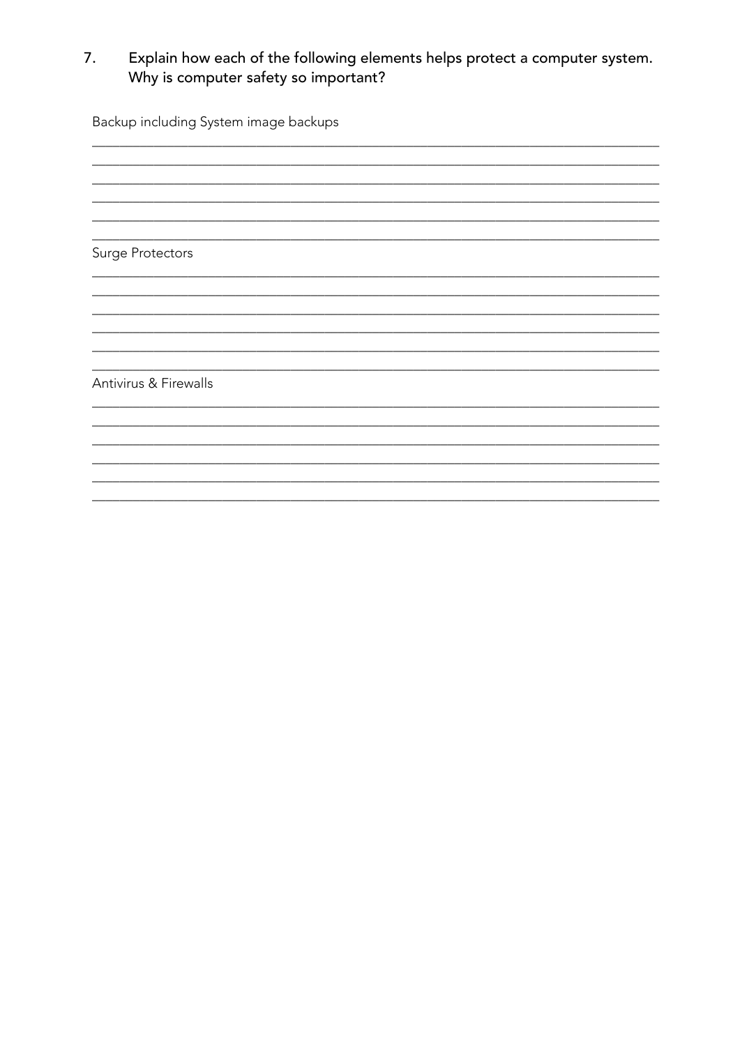7. **Explain how each of the following elements helps protect a computer system. Why is computer safety so important?**

Backup including System image backups

______________________________________________________________________________

______________________________________________________________________________

______________________________________________________________________________

______________________________________________________________________________

______________________________________________________________________________

______________________________________________________________________________

Surge Protectors

______________________________________________________________________________

______________________________________________________________________________

______________________________________________________________________________

______________________________________________________________________________

______________________________________________________________________________

______________________________________________________________________________

Antivirus & Firewalls

______________________________________________________________________________

______________________________________________________________________________

______________________________________________________________________________

______________________________________________________________________________

______________________________________________________________________________

______________________________________________________________________________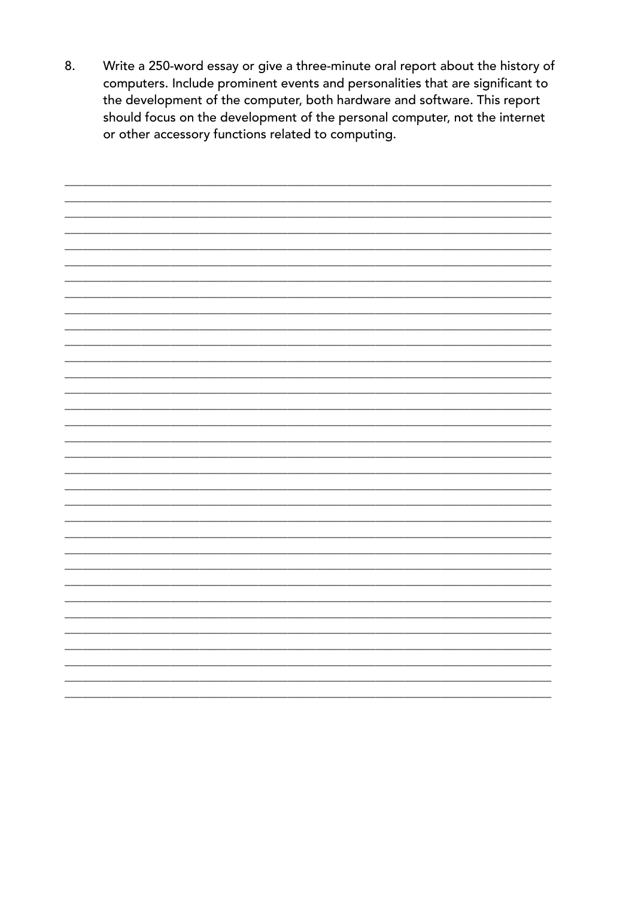8. Write a 250-word essay or give a three-minute oral report about the history of computers. Include prominent events and personalities that are significant to the development of the computer, both hardware and software. This report should focus on the development of the personal computer, not the internet or other accessory functions related to computing.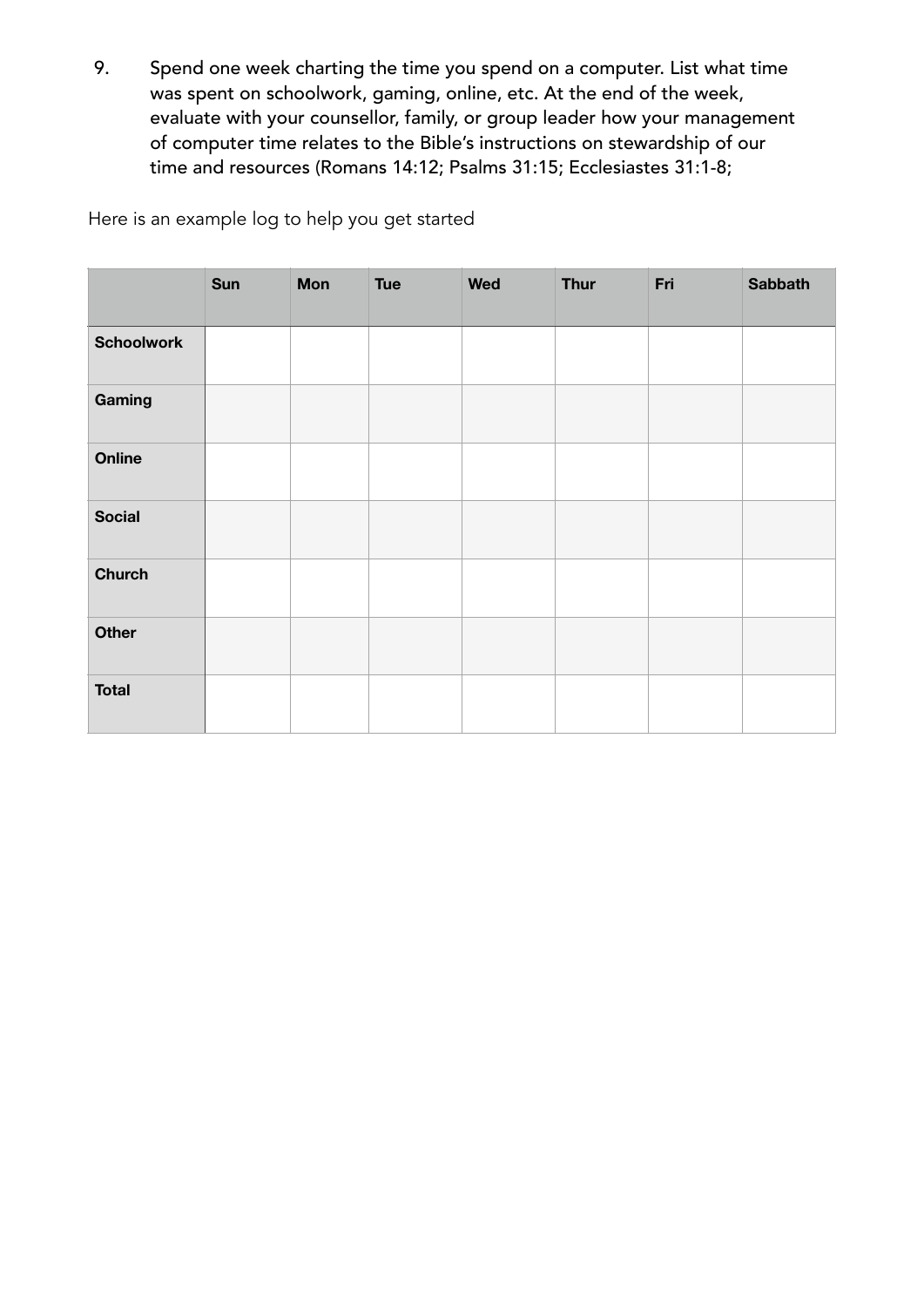9. Spend one week charting the time you spend on a computer. List what time was spent on schoolwork, gaming, online, etc. At the end of the week, evaluate with your counsellor, family, or group leader how your management of computer time relates to the Bible's instructions on stewardship of our time and resources (Romans 14:12; Psalms 31:15; Ecclesiastes 31:1-8;

Here is an example log to help you get started

| | Sun | Mon | Tue | Wed | Thur | Fri | Sabbath |
|---|---|---|---|---|---|---|---|
| **Schoolwork** | | | | | | | |
| **Gaming** | | | | | | | |
| **Online** | | | | | | | |
| **Social** | | | | | | | |
| **Church** | | | | | | | |
| **Other** | | | | | | | |
| **Total** | | | | | | | |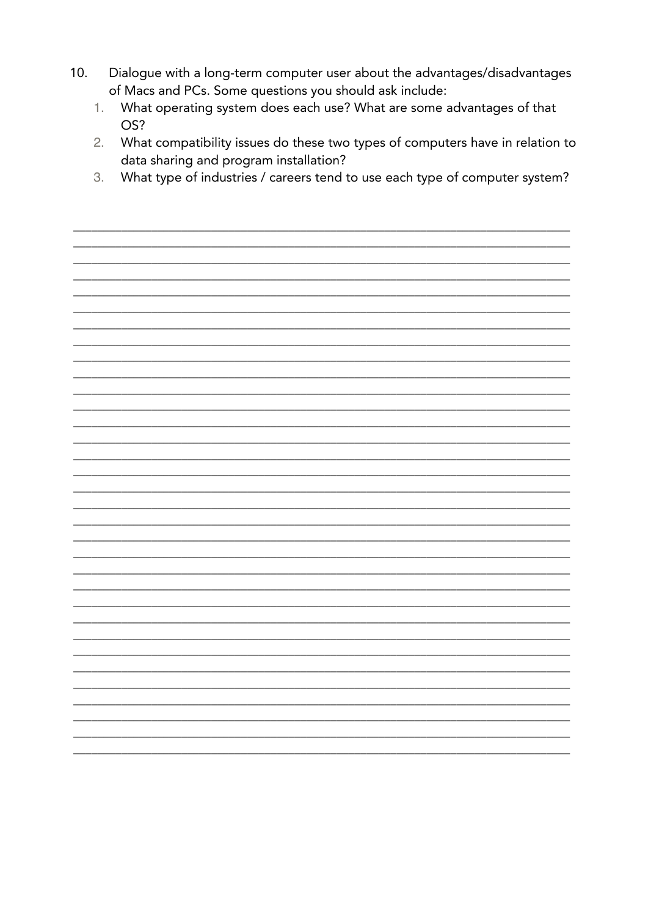10. Dialogue with a long-term computer user about the advantages/disadvantages of Macs and PCs. Some questions you should ask include:
    1. What operating system does each use? What are some advantages of that OS?
    2. What compatibility issues do these two types of computers have in relation to data sharing and program installation?
    3. What type of industries / careers tend to use each type of computer system?

_______________________________________________________________________________
_______________________________________________________________________________
_______________________________________________________________________________
_______________________________________________________________________________
_______________________________________________________________________________
_______________________________________________________________________________
_______________________________________________________________________________
_______________________________________________________________________________
_______________________________________________________________________________
_______________________________________________________________________________
_______________________________________________________________________________
_______________________________________________________________________________
_______________________________________________________________________________
_______________________________________________________________________________
_______________________________________________________________________________
_______________________________________________________________________________
_______________________________________________________________________________
_______________________________________________________________________________
_______________________________________________________________________________
_______________________________________________________________________________
_______________________________________________________________________________
_______________________________________________________________________________
_______________________________________________________________________________
_______________________________________________________________________________
_______________________________________________________________________________
_______________________________________________________________________________
_______________________________________________________________________________
_______________________________________________________________________________
_______________________________________________________________________________
_______________________________________________________________________________
_______________________________________________________________________________
_______________________________________________________________________________
_______________________________________________________________________________